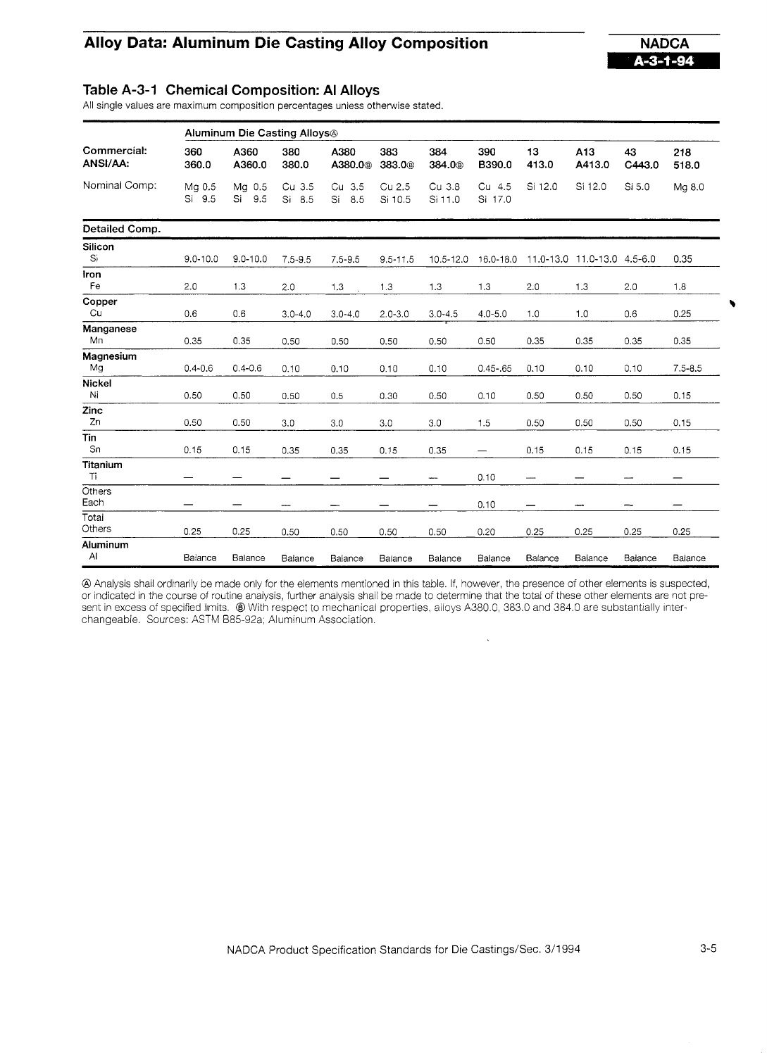# Alloy Data: Aluminum Die Casting Alloy Composition

**NADCA A-3-1-94**

## Table A-3-1 Chemical Composition: Al Alloys

All single values are maximum composition percentages unless otherwise stated.

| | Aluminum Die Casting Alloys(A) | | | | | | | | | | |
|---|---|---|---|---|---|---|---|---|---|---|---|
| **Commercial:** | **360** | **A360** | **380** | **A380** | **383** | **384** | **390** | **13** | **A13** | **43** | **218** |
| **ANSI/AA:** | **360.0** | **A360.0** | **380.0** | **A380.0(B)** | **383.0(B)** | **384.0(B)** | **B390.0** | **413.0** | **A413.0** | **C443.0** | **518.0** |
| Nominal Comp: | Mg 0.5 Si 9.5 | Mg 0.5 Si 9.5 | Cu 3.5 Si 8.5 | Cu 3.5 Si 8.5 | Cu 2.5 Si 10.5 | Cu 3.8 Si 11.0 | Cu 4.5 Si 17.0 | Si 12.0 | Si 12.0 | Si 5.0 | Mg 8.0 |
| **Detailed Comp.** | | | | | | | | | | | |
| **Silicon** Si | 9.0-10.0 | 9.0-10.0 | 7.5-9.5 | 7.5-9.5 | 9.5-11.5 | 10.5-12.0 | 16.0-18.0 | 11.0-13.0 | 11.0-13.0 | 4.5-6.0 | 0.35 |
| **Iron** Fe | 2.0 | 1.3 | 2.0 | 1.3 | 1.3 | 1.3 | 1.3 | 2.0 | 1.3 | 2.0 | 1.8 |
| **Copper** Cu | 0.6 | 0.6 | 3.0-4.0 | 3.0-4.0 | 2.0-3.0 | 3.0-4.5 | 4.0-5.0 | 1.0 | 1.0 | 0.6 | 0.25 |
| **Manganese** Mn | 0.35 | 0.35 | 0.50 | 0.50 | 0.50 | 0.50 | 0.50 | 0.35 | 0.35 | 0.35 | 0.35 |
| **Magnesium** Mg | 0.4-0.6 | 0.4-0.6 | 0.10 | 0.10 | 0.10 | 0.10 | 0.45-.65 | 0.10 | 0.10 | 0.10 | 7.5-8.5 |
| **Nickel** Ni | 0.50 | 0.50 | 0.50 | 0.5 | 0.30 | 0.50 | 0.10 | 0.50 | 0.50 | 0.50 | 0.15 |
| **Zinc** Zn | 0.50 | 0.50 | 3.0 | 3.0 | 3.0 | 3.0 | 1.5 | 0.50 | 0.50 | 0.50 | 0.15 |
| **Tin** Sn | 0.15 | 0.15 | 0.35 | 0.35 | 0.15 | 0.35 | — | 0.15 | 0.15 | 0.15 | 0.15 |
| **Titanium** Ti | — | — | — | — | — | — | 0.10 | — | — | — | — |
| Others Each | — | — | — | — | — | — | 0.10 | — | — | — | — |
| Total Others | 0.25 | 0.25 | 0.50 | 0.50 | 0.50 | 0.50 | 0.20 | 0.25 | 0.25 | 0.25 | 0.25 |
| **Aluminum** Al | Balance | Balance | Balance | Balance | Balance | Balance | Balance | Balance | Balance | Balance | Balance |

(A) Analysis shall ordinarily be made only for the elements mentioned in this table. If, however, the presence of other elements is suspected, or indicated in the course of routine analysis, further analysis shall be made to determine that the total of these other elements are not present in excess of specified limits. (B) With respect to mechanical properties, alloys A380.0, 383.0 and 384.0 are substantially interchangeable. Sources: ASTM B85-92a; Aluminum Association.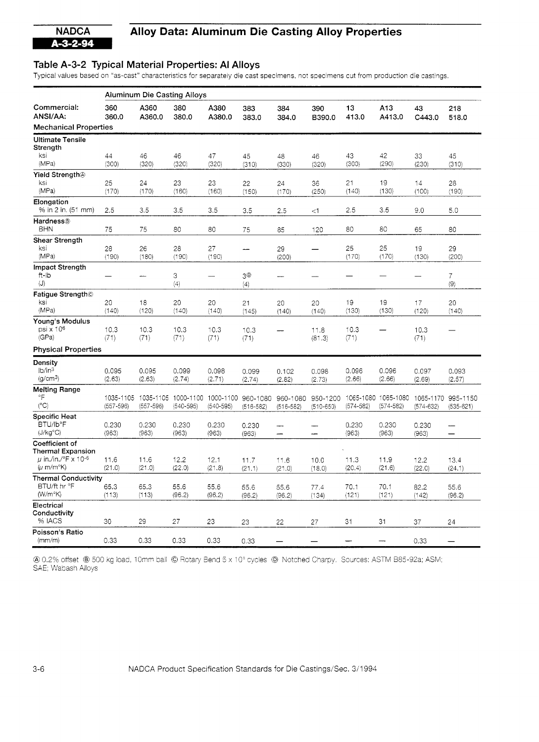## NADCA A-3-2-94 Alloy Data: Aluminum Die Casting Alloy Properties

### Table A-3-2 Typical Material Properties: Al Alloys

Typical values based on "as-cast" characteristics for separately die cast specimens, not specimens cut from production die castings.

| | Aluminum Die Casting Alloys | | | | | | | | | | |
|---|---|---|---|---|---|---|---|---|---|---|---|
| **Commercial:** | **360** | **A360** | **380** | **A380** | **383** | **384** | **390** | **13** | **A13** | **43** | **218** |
| **ANSI/AA:** | **360.0** | **A360.0** | **380.0** | **A380.0** | **383.0** | **384.0** | **B390.0** | **413.0** | **A413.0** | **C443.0** | **518.0** |
| **Mechanical Properties** | | | | | | | | | | | |
| **Ultimate Tensile Strength** | | | | | | | | | | | |
| ksi | 44 | 46 | 46 | 47 | 45 | 48 | 46 | 43 | 42 | 33 | 45 |
| (MPa) | (300) | (320) | (320) | (320) | (310) | (330) | (320) | (300) | (290) | (230) | (310) |
| **Yield Strength**Ⓐ | | | | | | | | | | | |
| ksi | 25 | 24 | 23 | 23 | 22 | 24 | 36 | 21 | 19 | 14 | 28 |
| (MPa) | (170) | (170) | (160) | (160) | (150) | (170) | (250) | (140) | (130) | (100) | (190) |
| **Elongation** | | | | | | | | | | | |
| % in 2 in. (51 mm) | 2.5 | 3.5 | 3.5 | 3.5 | 3.5 | 2.5 | <1 | 2.5 | 3.5 | 9.0 | 5.0 |
| **Hardness**Ⓑ | | | | | | | | | | | |
| BHN | 75 | 75 | 80 | 80 | 75 | 85 | 120 | 80 | 80 | 65 | 80 |
| **Shear Strength** | | | | | | | | | | | |
| ksi | 28 | 26 | 28 | 27 | — | 29 | — | 25 | 25 | 19 | 29 |
| (MPa) | (190) | (180) | (190) | (190) | | (200) | | (170) | (170) | (130) | (200) |
| **Impact Strength** | | | | | | | | | | | |
| ft-lb | — | — | 3 | — | 3Ⓓ | — | — | — | — | — | 7 |
| (J) | | | (4) | | (4) | | | | | | (9) |
| **Fatigue Strength**Ⓒ | | | | | | | | | | | |
| ksi | 20 | 18 | 20 | 20 | 21 | 20 | 20 | 19 | 19 | 17 | 20 |
| (MPa) | (140) | (120) | (140) | (140) | (145) | (140) | (140) | (130) | (130) | (120) | (140) |
| **Young's Modulus** | | | | | | | | | | | |
| psi x $10^6$ | 10.3 | 10.3 | 10.3 | 10.3 | 10.3 | — | 11.8 | 10.3 | — | 10.3 | — |
| (GPa) | (71) | (71) | (71) | (71) | (71) | | (81.3) | (71) | | (71) | |
| **Physical Properties** | | | | | | | | | | | |
| **Density** | | | | | | | | | | | |
| lb/in³ | 0.095 | 0.095 | 0.099 | 0.098 | 0.099 | 0.102 | 0.098 | 0.096 | 0.096 | 0.097 | 0.093 |
| (g/cm³) | (2.63) | (2.63) | (2.74) | (2.71) | (2.74) | (2.82) | (2.73) | (2.66) | (2.66) | (2.69) | (2.57) |
| **Melting Range** | | | | | | | | | | | |
| °F | 1035-1105 | 1035-1105 | 1000-1100 | 1000-1100 | 960-1080 | 960-1080 | 950-1200 | 1065-1080 | 1065-1080 | 1065-1170 | 995-1150 |
| (°C) | (557-596) | (557-596) | (540-595) | (540-595) | (516-582) | (516-582) | (510-650) | (574-582) | (574-582) | (574-632) | (535-621) |
| **Specific Heat** | | | | | | | | | | | |
| BTU/lb°F | 0.230 | 0.230 | 0.230 | 0.230 | 0.230 | — | — | 0.230 | 0.230 | 0.230 | — |
| (J/kg°C) | (963) | (963) | (963) | (963) | (963) | — | — | (963) | (963) | (963) | — |
| **Coefficient of Thermal Expansion** | | | | | | | | | | | |
| μ in./in./°F x $10^{-6}$ | 11.6 | 11.6 | 12.2 | 12.1 | 11.7 | 11.6 | 10.0 | 11.3 | 11.9 | 12.2 | 13.4 |
| (μ m/m°K) | (21.0) | (21.0) | (22.0) | (21.8) | (21.1) | (21.0) | (18.0) | (20.4) | (21.6) | (22.0) | (24.1) |
| **Thermal Conductivity** | | | | | | | | | | | |
| BTU/ft hr °F | 65.3 | 65.3 | 55.6 | 55.6 | 55.6 | 55.6 | 77.4 | 70.1 | 70.1 | 82.2 | 55.6 |
| (W/m°K) | (113) | (113) | (96.2) | (96.2) | (96.2) | (96.2) | (134) | (121) | (121) | (142) | (96.2) |
| **Electrical Conductivity** | | | | | | | | | | | |
| % IACS | 30 | 29 | 27 | 23 | 23 | 22 | 27 | 31 | 31 | 37 | 24 |
| **Poisson's Ratio** | | | | | | | | | | | |
| (mm/m) | 0.33 | 0.33 | 0.33 | 0.33 | 0.33 | — | — | — | — | 0.33 | — |

Ⓐ 0.2% offset Ⓑ 500 kg load, 10mm ball Ⓒ Rotary Bend 5 x $10^8$ cycles Ⓓ Notched Charpy. Sources: ASTM B85-92a; ASM; SAE; Wabash Alloys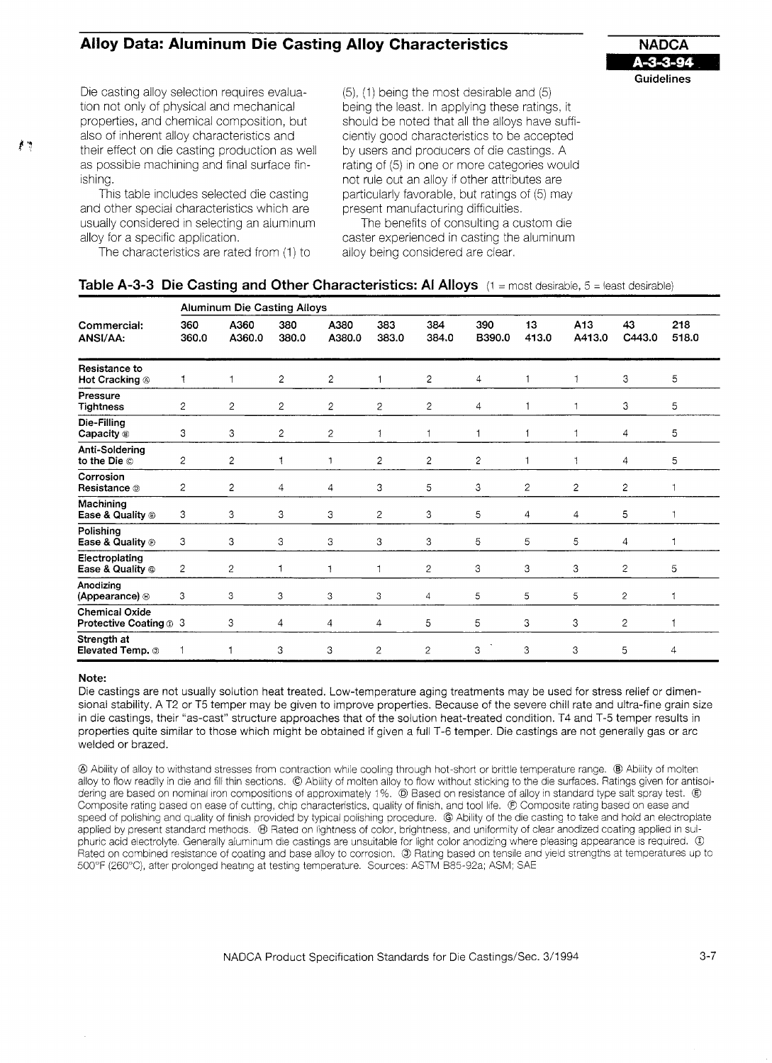## Alloy Data: Aluminum Die Casting Alloy Characteristics

**NADCA A-3-3-94 Guidelines**

Die casting alloy selection requires evaluation not only of physical and mechanical properties, and chemical composition, but also of inherent alloy characteristics and their effect on die casting production as well as possible machining and final surface finishing.

This table includes selected die casting and other special characteristics which are usually considered in selecting an aluminum alloy for a specific application.

The characteristics are rated from (1) to (5), (1) being the most desirable and (5) being the least. In applying these ratings, it should be noted that all the alloys have sufficiently good characteristics to be accepted by users and producers of die castings. A rating of (5) in one or more categories would not rule out an alloy if other attributes are particularly favorable, but ratings of (5) may present manufacturing difficulties.

The benefits of consulting a custom die caster experienced in casting the aluminum alloy being considered are clear.

### Table A-3-3 Die Casting and Other Characteristics: Al Alloys (1 = most desirable, 5 = least desirable)

| | Aluminum Die Casting Alloys | | | | | | | | | | |
|---|---|---|---|---|---|---|---|---|---|---|---|
| **Commercial:** | **360** | **A360** | **380** | **A380** | **383** | **384** | **390** | **13** | **A13** | **43** | **218** |
| **ANSI/AA:** | **360.0** | **A360.0** | **380.0** | **A380.0** | **383.0** | **384.0** | **B390.0** | **413.0** | **A413.0** | **C443.0** | **518.0** |
| **Resistance to Hot Cracking** Ⓐ | 1 | 1 | 2 | 2 | 1 | 2 | 4 | 1 | 1 | 3 | 5 |
| **Pressure Tightness** | 2 | 2 | 2 | 2 | 2 | 2 | 4 | 1 | 1 | 3 | 5 |
| **Die-Filling Capacity** Ⓑ | 3 | 3 | 2 | 2 | 1 | 1 | 1 | 1 | 1 | 4 | 5 |
| **Anti-Soldering to the Die** Ⓒ | 2 | 2 | 1 | 1 | 2 | 2 | 2 | 1 | 1 | 4 | 5 |
| **Corrosion Resistance** Ⓓ | 2 | 2 | 4 | 4 | 3 | 5 | 3 | 2 | 2 | 2 | 1 |
| **Machining Ease & Quality** Ⓔ | 3 | 3 | 3 | 3 | 2 | 3 | 5 | 4 | 4 | 5 | 1 |
| **Polishing Ease & Quality** Ⓕ | 3 | 3 | 3 | 3 | 3 | 3 | 5 | 5 | 5 | 4 | 1 |
| **Electroplating Ease & Quality** Ⓖ | 2 | 2 | 1 | 1 | 1 | 2 | 3 | 3 | 3 | 2 | 5 |
| **Anodizing (Appearance)** Ⓗ | 3 | 3 | 3 | 3 | 3 | 4 | 5 | 5 | 5 | 2 | 1 |
| **Chemical Oxide Protective Coating** Ⓘ | 3 | 3 | 4 | 4 | 4 | 5 | 5 | 3 | 3 | 2 | 1 |
| **Strength at Elevated Temp.** Ⓙ | 1 | 1 | 3 | 3 | 2 | 2 | 3 | 3 | 3 | 5 | 4 |

**Note:**
Die castings are not usually solution heat treated. Low-temperature aging treatments may be used for stress relief or dimensional stability. A T2 or T5 temper may be given to improve properties. Because of the severe chill rate and ultra-fine grain size in die castings, their "as-cast" structure approaches that of the solution heat-treated condition. T4 and T-5 temper results in properties quite similar to those which might be obtained if given a full T-6 temper. Die castings are not generally gas or arc welded or brazed.

Ⓐ Ability of alloy to withstand stresses from contraction while cooling through hot-short or brittle temperature range. Ⓑ Ability of molten alloy to flow readily in die and fill thin sections. Ⓒ Ability of molten alloy to flow without sticking to the die surfaces. Ratings given for antisoldering are based on nominal iron compositions of approximately 1%. Ⓓ Based on resistance of alloy in standard type salt spray test. Ⓔ Composite rating based on ease of cutting, chip characteristics, quality of finish, and tool life. Ⓕ Composite rating based on ease and speed of polishing and quality of finish provided by typical polishing procedure. Ⓖ Ability of the die casting to take and hold an electroplate applied by present standard methods. Ⓗ Rated on lightness of color, brightness, and uniformity of clear anodized coating applied in sulphuric acid electrolyte. Generally aluminum die castings are unsuitable for light color anodizing where pleasing appearance is required. Ⓘ Rated on combined resistance of coating and base alloy to corrosion. Ⓙ Rating based on tensile and yield strengths at temperatures up to 500°F (260°C), after prolonged heating at testing temperature. Sources: ASTM B85-92a; ASM; SAE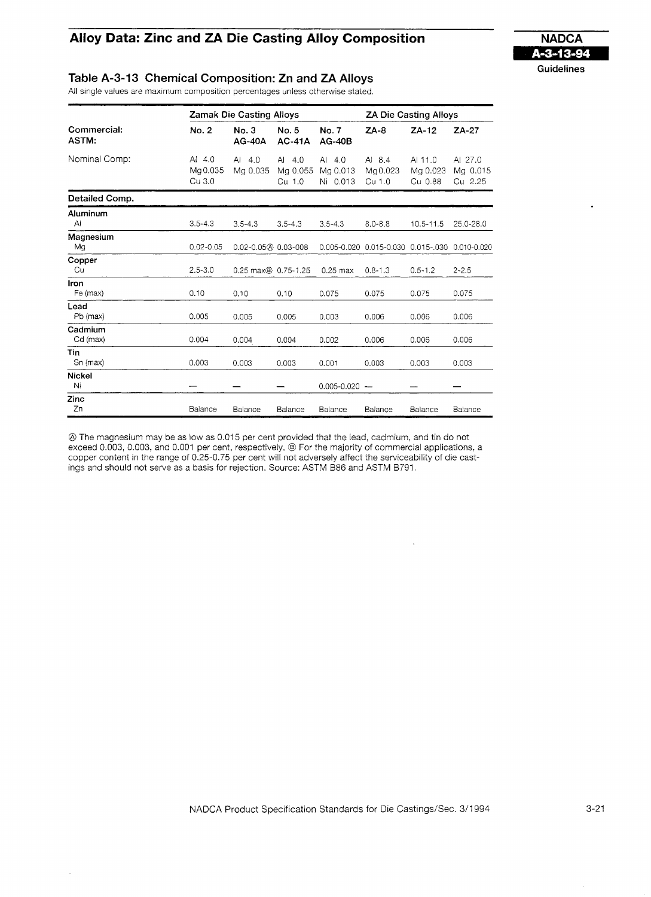# Alloy Data: Zinc and ZA Die Casting Alloy Composition

NADCA
A-3-13-94
Guidelines

## Table A-3-13 Chemical Composition: Zn and ZA Alloys

All single values are maximum composition percentages unless otherwise stated.

| | Zamak Die Casting Alloys | | | | ZA Die Casting Alloys | | |
|---|---|---|---|---|---|---|---|
| **Commercial:** | **No. 2** | **No. 3** | **No. 5** | **No. 7** | **ZA-8** | **ZA-12** | **ZA-27** |
| **ASTM:** | | **AG-40A** | **AC-41A** | **AG-40B** | | | |
| Nominal Comp: | Al 4.0<br>Mg 0.035<br>Cu 3.0 | Al 4.0<br>Mg 0.035 | Al 4.0<br>Mg 0.055<br>Cu 1.0 | Al 4.0<br>Mg 0.013<br>Ni 0.013 | Al 8.4<br>Mg 0.023<br>Cu 1.0 | Al 11.0<br>Mg 0.023<br>Cu 0.88 | Al 27.0<br>Mg 0.015<br>Cu 2.25 |
| **Detailed Comp.** | | | | | | | |
| **Aluminum** Al | 3.5-4.3 | 3.5-4.3 | 3.5-4.3 | 3.5-4.3 | 8.0-8.8 | 10.5-11.5 | 25.0-28.0 |
| **Magnesium** Mg | 0.02-0.05 | 0.02-0.05Ⓐ | 0.03-008 | 0.005-0.020 | 0.015-0.030 | 0.015-.030 | 0.010-0.020 |
| **Copper** Cu | 2.5-3.0 | 0.25 maxⒷ | 0.75-1.25 | 0.25 max | 0.8-1.3 | 0.5-1.2 | 2-2.5 |
| **Iron** Fe (max) | 0.10 | 0.10 | 0.10 | 0.075 | 0.075 | 0.075 | 0.075 |
| **Lead** Pb (max) | 0.005 | 0.005 | 0.005 | 0.003 | 0.006 | 0.006 | 0.006 |
| **Cadmium** Cd (max) | 0.004 | 0.004 | 0.004 | 0.002 | 0.006 | 0.006 | 0.006 |
| **Tin** Sn (max) | 0.003 | 0.003 | 0.003 | 0.001 | 0.003 | 0.003 | 0.003 |
| **Nickel** Ni | — | — | — | 0.005-0.020 | — | — | — |
| **Zinc** Zn | Balance | Balance | Balance | Balance | Balance | Balance | Balance |

Ⓐ The magnesium may be as low as 0.015 per cent provided that the lead, cadmium, and tin do not exceed 0.003, 0.003, and 0.001 per cent, respectively. Ⓑ For the majority of commercial applications, a copper content in the range of 0.25-0.75 per cent will not adversely affect the serviceability of die castings and should not serve as a basis for rejection. Source: ASTM B86 and ASTM B791.